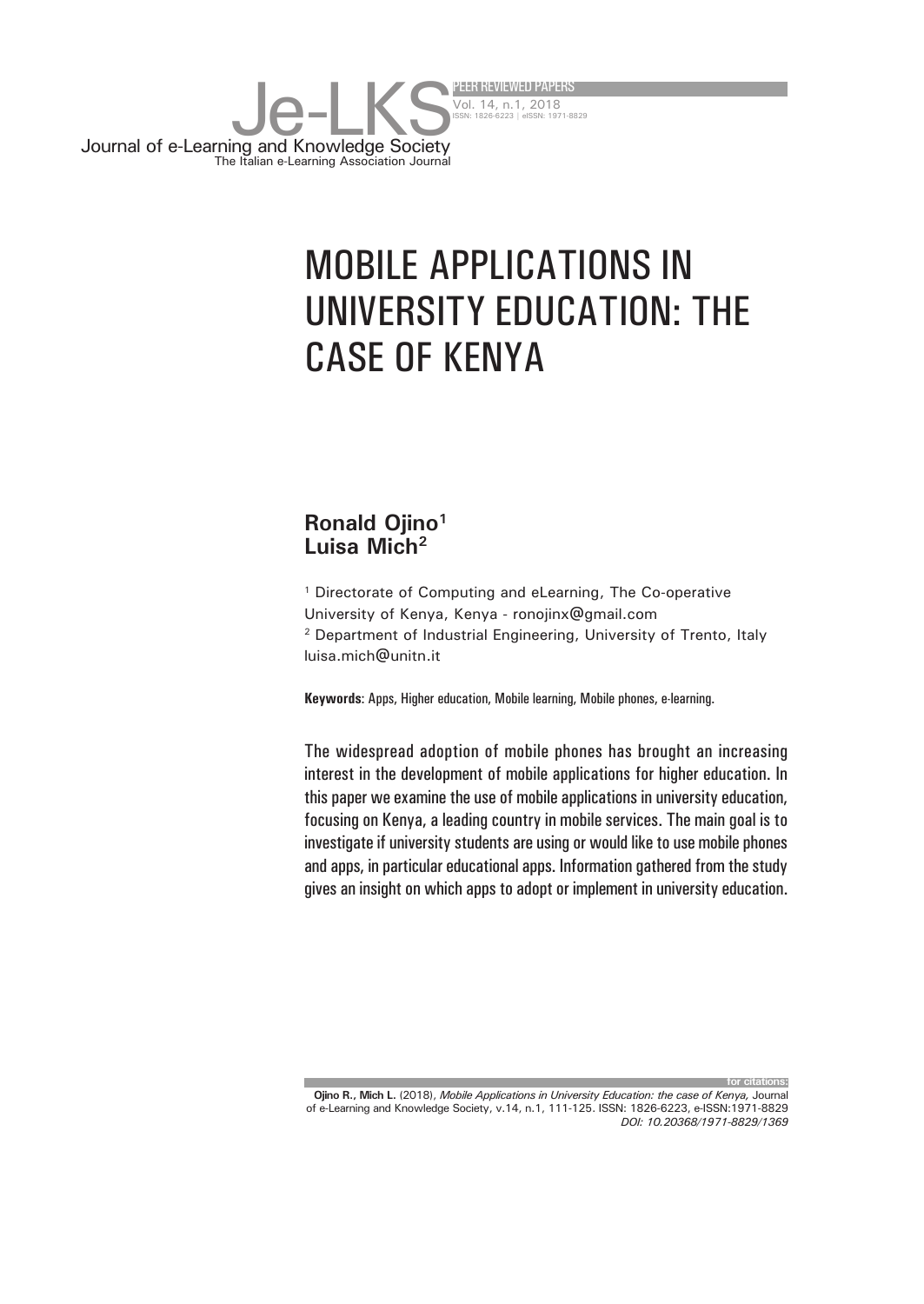# MOBILE APPLICATIONS IN UNIVERSITY EDUCATION: THE CASE OF KENYA

**Ronald Ojino**[1]
**Luisa Mich**[2]

[1] Directorate of Computing and eLearning, The Co-operative University of Kenya, Kenya - ronojinx@gmail.com
[2] Department of Industrial Engineering, University of Trento, Italy luisa.mich@unitn.it

**Keywords**: Apps, Higher education, Mobile learning, Mobile phones, e-learning.

The widespread adoption of mobile phones has brought an increasing interest in the development of mobile applications for higher education. In this paper we examine the use of mobile applications in university education, focusing on Kenya, a leading country in mobile services. The main goal is to investigate if university students are using or would like to use mobile phones and apps, in particular educational apps. Information gathered from the study gives an insight on which apps to adopt or implement in university education.

for citations:
**Ojino R., Mich L.** (2018), *Mobile Applications in University Education: the case of Kenya,* Journal of e-Learning and Knowledge Society, v.14, n.1, 111-125. ISSN: 1826-6223, e-ISSN:1971-8829 *DOI: 10.20368/1971-8829/1369*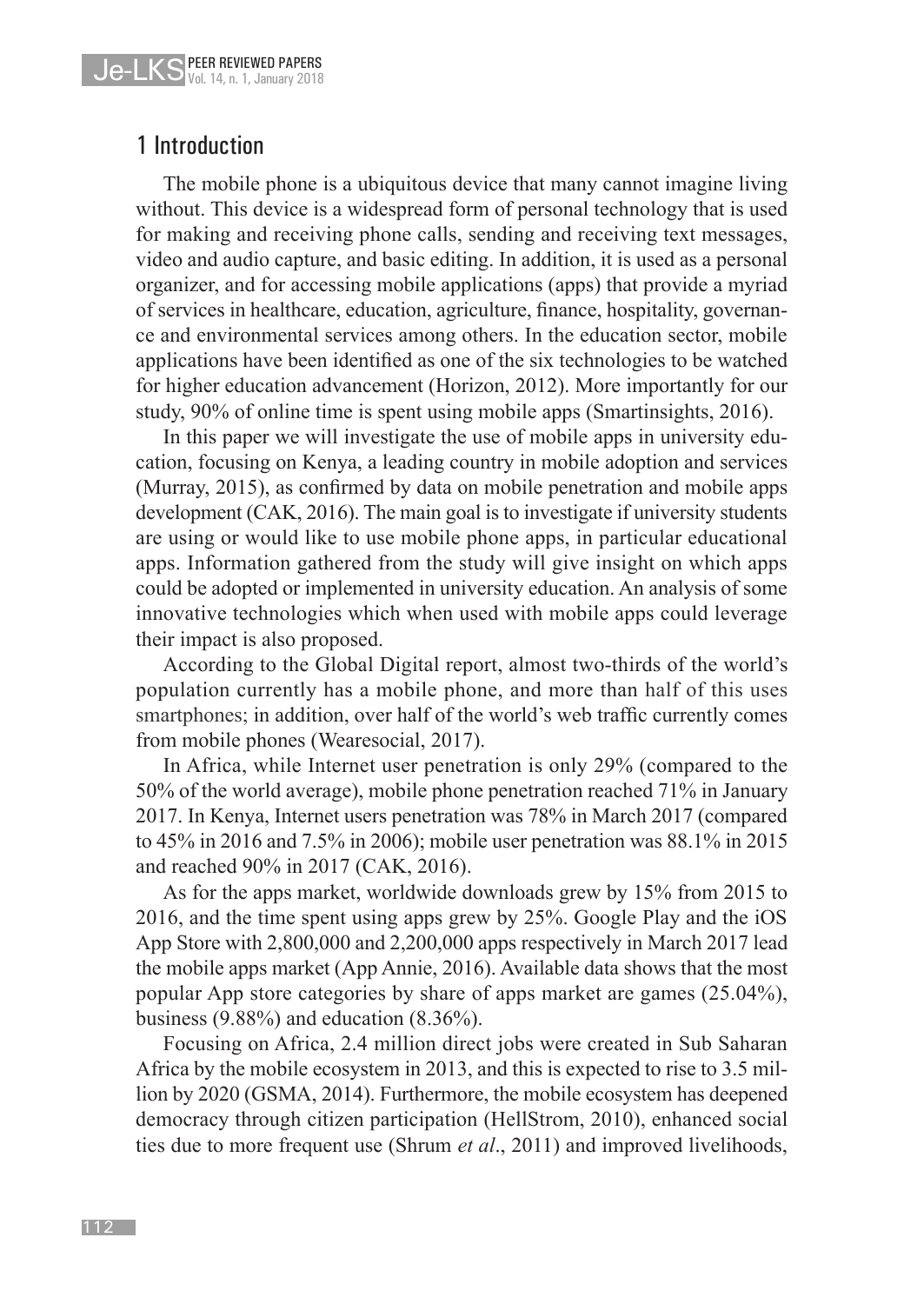## 1 Introduction

The mobile phone is a ubiquitous device that many cannot imagine living without. This device is a widespread form of personal technology that is used for making and receiving phone calls, sending and receiving text messages, video and audio capture, and basic editing. In addition, it is used as a personal organizer, and for accessing mobile applications (apps) that provide a myriad of services in healthcare, education, agriculture, finance, hospitality, governance and environmental services among others. In the education sector, mobile applications have been identified as one of the six technologies to be watched for higher education advancement (Horizon, 2012). More importantly for our study, 90% of online time is spent using mobile apps (Smartinsights, 2016).

In this paper we will investigate the use of mobile apps in university education, focusing on Kenya, a leading country in mobile adoption and services (Murray, 2015), as confirmed by data on mobile penetration and mobile apps development (CAK, 2016). The main goal is to investigate if university students are using or would like to use mobile phone apps, in particular educational apps. Information gathered from the study will give insight on which apps could be adopted or implemented in university education. An analysis of some innovative technologies which when used with mobile apps could leverage their impact is also proposed.

According to the Global Digital report, almost two-thirds of the world's population currently has a mobile phone, and more than half of this uses smartphones; in addition, over half of the world's web traffic currently comes from mobile phones (Wearesocial, 2017).

In Africa, while Internet user penetration is only 29% (compared to the 50% of the world average), mobile phone penetration reached 71% in January 2017. In Kenya, Internet users penetration was 78% in March 2017 (compared to 45% in 2016 and 7.5% in 2006); mobile user penetration was 88.1% in 2015 and reached 90% in 2017 (CAK, 2016).

As for the apps market, worldwide downloads grew by 15% from 2015 to 2016, and the time spent using apps grew by 25%. Google Play and the iOS App Store with 2,800,000 and 2,200,000 apps respectively in March 2017 lead the mobile apps market (App Annie, 2016). Available data shows that the most popular App store categories by share of apps market are games (25.04%), business (9.88%) and education (8.36%).

Focusing on Africa, 2.4 million direct jobs were created in Sub Saharan Africa by the mobile ecosystem in 2013, and this is expected to rise to 3.5 million by 2020 (GSMA, 2014). Furthermore, the mobile ecosystem has deepened democracy through citizen participation (HellStrom, 2010), enhanced social ties due to more frequent use (Shrum *et al*., 2011) and improved livelihoods,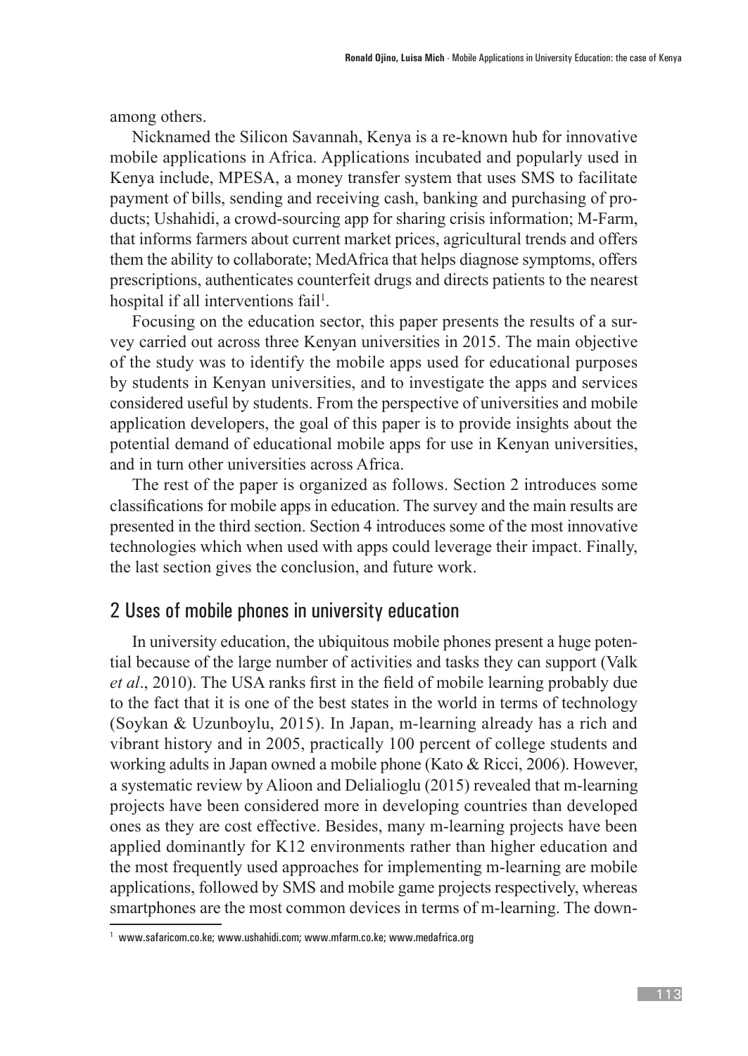among others.

Nicknamed the Silicon Savannah, Kenya is a re-known hub for innovative mobile applications in Africa. Applications incubated and popularly used in Kenya include, MPESA, a money transfer system that uses SMS to facilitate payment of bills, sending and receiving cash, banking and purchasing of products; Ushahidi, a crowd-sourcing app for sharing crisis information; M-Farm, that informs farmers about current market prices, agricultural trends and offers them the ability to collaborate; MedAfrica that helps diagnose symptoms, offers prescriptions, authenticates counterfeit drugs and directs patients to the nearest hospital if all interventions fail[1].

Focusing on the education sector, this paper presents the results of a survey carried out across three Kenyan universities in 2015. The main objective of the study was to identify the mobile apps used for educational purposes by students in Kenyan universities, and to investigate the apps and services considered useful by students. From the perspective of universities and mobile application developers, the goal of this paper is to provide insights about the potential demand of educational mobile apps for use in Kenyan universities, and in turn other universities across Africa.

The rest of the paper is organized as follows. Section 2 introduces some classifications for mobile apps in education. The survey and the main results are presented in the third section. Section 4 introduces some of the most innovative technologies which when used with apps could leverage their impact. Finally, the last section gives the conclusion, and future work.

## 2 Uses of mobile phones in university education

In university education, the ubiquitous mobile phones present a huge potential because of the large number of activities and tasks they can support (Valk *et al*., 2010). The USA ranks first in the field of mobile learning probably due to the fact that it is one of the best states in the world in terms of technology (Soykan & Uzunboylu, 2015). In Japan, m-learning already has a rich and vibrant history and in 2005, practically 100 percent of college students and working adults in Japan owned a mobile phone (Kato & Ricci, 2006). However, a systematic review by Alioon and Delialioglu (2015) revealed that m-learning projects have been considered more in developing countries than developed ones as they are cost effective. Besides, many m-learning projects have been applied dominantly for K12 environments rather than higher education and the most frequently used approaches for implementing m-learning are mobile applications, followed by SMS and mobile game projects respectively, whereas smartphones are the most common devices in terms of m-learning. The down-

[1] www.safaricom.co.ke; www.ushahidi.com; www.mfarm.co.ke; www.medafrica.org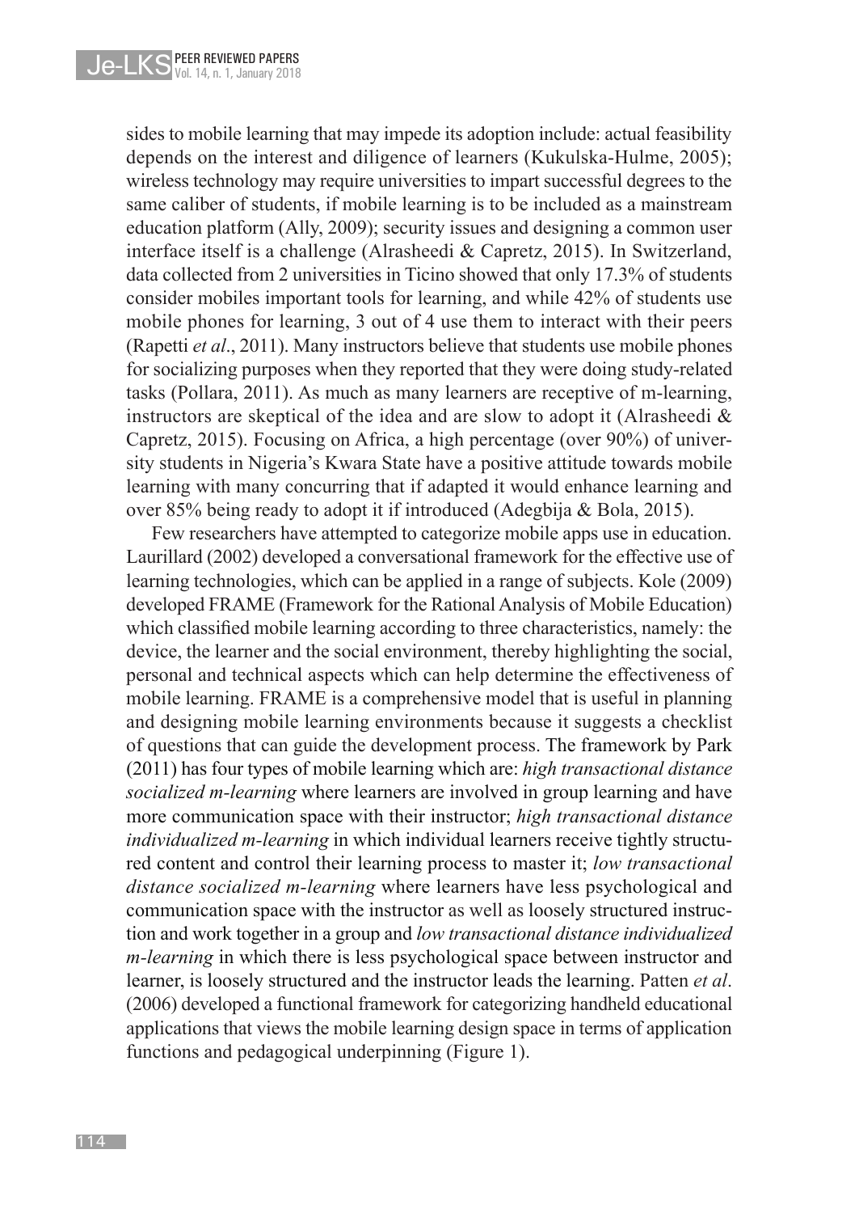sides to mobile learning that may impede its adoption include: actual feasibility depends on the interest and diligence of learners (Kukulska-Hulme, 2005); wireless technology may require universities to impart successful degrees to the same caliber of students, if mobile learning is to be included as a mainstream education platform (Ally, 2009); security issues and designing a common user interface itself is a challenge (Alrasheedi & Capretz, 2015). In Switzerland, data collected from 2 universities in Ticino showed that only 17.3% of students consider mobiles important tools for learning, and while 42% of students use mobile phones for learning, 3 out of 4 use them to interact with their peers (Rapetti *et al*., 2011). Many instructors believe that students use mobile phones for socializing purposes when they reported that they were doing study-related tasks (Pollara, 2011). As much as many learners are receptive of m-learning, instructors are skeptical of the idea and are slow to adopt it (Alrasheedi & Capretz, 2015). Focusing on Africa, a high percentage (over 90%) of university students in Nigeria's Kwara State have a positive attitude towards mobile learning with many concurring that if adapted it would enhance learning and over 85% being ready to adopt it if introduced (Adegbija & Bola, 2015).

Few researchers have attempted to categorize mobile apps use in education. Laurillard (2002) developed a conversational framework for the effective use of learning technologies, which can be applied in a range of subjects. Kole (2009) developed FRAME (Framework for the Rational Analysis of Mobile Education) which classified mobile learning according to three characteristics, namely: the device, the learner and the social environment, thereby highlighting the social, personal and technical aspects which can help determine the effectiveness of mobile learning. FRAME is a comprehensive model that is useful in planning and designing mobile learning environments because it suggests a checklist of questions that can guide the development process. The framework by Park (2011) has four types of mobile learning which are: *high transactional distance socialized m-learning* where learners are involved in group learning and have more communication space with their instructor; *high transactional distance individualized m-learning* in which individual learners receive tightly structured content and control their learning process to master it; *low transactional distance socialized m-learning* where learners have less psychological and communication space with the instructor as well as loosely structured instruction and work together in a group and *low transactional distance individualized m-learning* in which there is less psychological space between instructor and learner, is loosely structured and the instructor leads the learning. Patten *et al*. (2006) developed a functional framework for categorizing handheld educational applications that views the mobile learning design space in terms of application functions and pedagogical underpinning (Figure 1).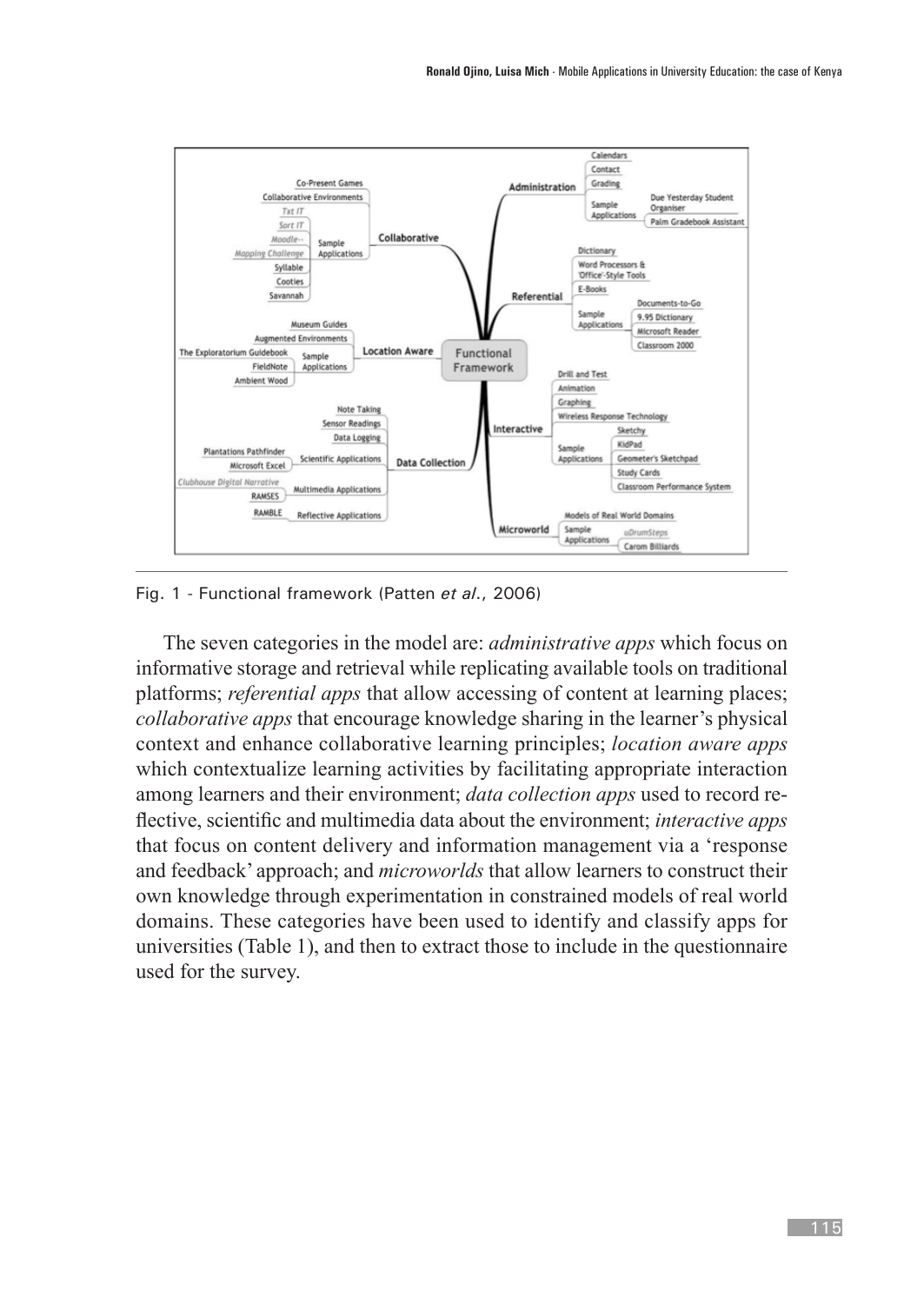Fig. 1 - Functional framework (Patten *et al.*, 2006)

The seven categories in the model are: *administrative apps* which focus on informative storage and retrieval while replicating available tools on traditional platforms; *referential apps* that allow accessing of content at learning places; *collaborative apps* that encourage knowledge sharing in the learner's physical context and enhance collaborative learning principles; *location aware apps* which contextualize learning activities by facilitating appropriate interaction among learners and their environment; *data collection apps* used to record reflective, scientific and multimedia data about the environment; *interactive apps* that focus on content delivery and information management via a 'response and feedback' approach; and *microworlds* that allow learners to construct their own knowledge through experimentation in constrained models of real world domains. These categories have been used to identify and classify apps for universities (Table 1), and then to extract those to include in the questionnaire used for the survey.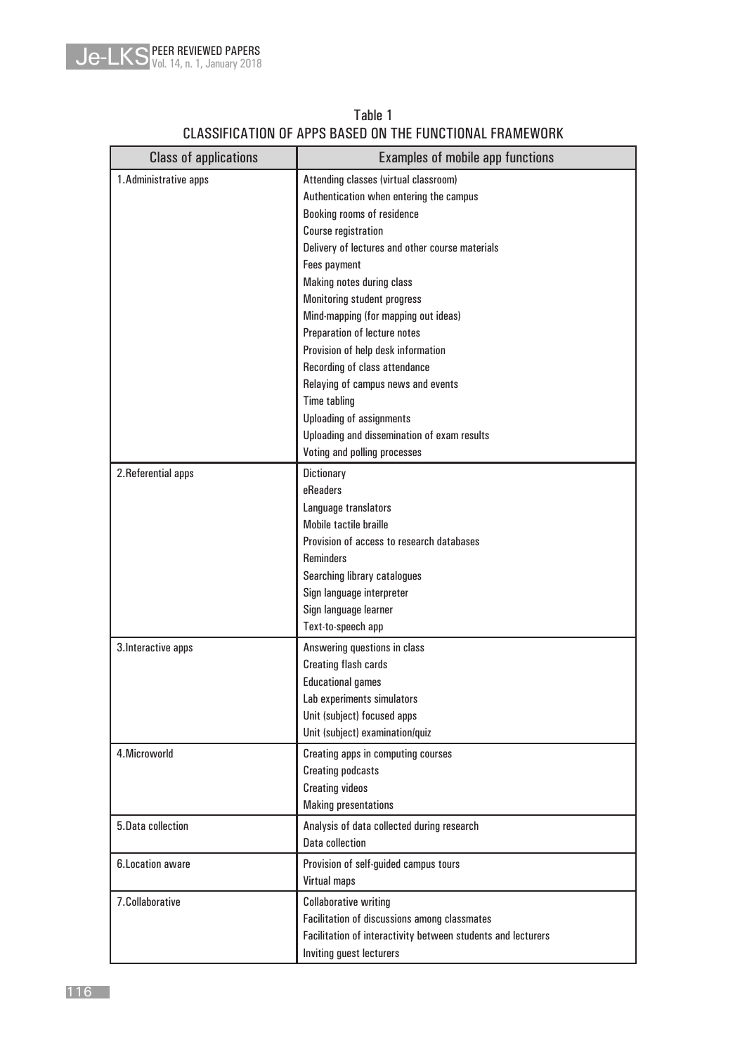Table 1
CLASSIFICATION OF APPS BASED ON THE FUNCTIONAL FRAMEWORK

| Class of applications | Examples of mobile app functions |
|---|---|
| 1.Administrative apps | Attending classes (virtual classroom)<br>Authentication when entering the campus<br>Booking rooms of residence<br>Course registration<br>Delivery of lectures and other course materials<br>Fees payment<br>Making notes during class<br>Monitoring student progress<br>Mind-mapping (for mapping out ideas)<br>Preparation of lecture notes<br>Provision of help desk information<br>Recording of class attendance<br>Relaying of campus news and events<br>Time tabling<br>Uploading of assignments<br>Uploading and dissemination of exam results<br>Voting and polling processes |
| 2.Referential apps | Dictionary<br>eReaders<br>Language translators<br>Mobile tactile braille<br>Provision of access to research databases<br>Reminders<br>Searching library catalogues<br>Sign language interpreter<br>Sign language learner<br>Text-to-speech app |
| 3.Interactive apps | Answering questions in class<br>Creating flash cards<br>Educational games<br>Lab experiments simulators<br>Unit (subject) focused apps<br>Unit (subject) examination/quiz |
| 4.Microworld | Creating apps in computing courses<br>Creating podcasts<br>Creating videos<br>Making presentations |
| 5.Data collection | Analysis of data collected during research<br>Data collection |
| 6.Location aware | Provision of self-guided campus tours<br>Virtual maps |
| 7.Collaborative | Collaborative writing<br>Facilitation of discussions among classmates<br>Facilitation of interactivity between students and lecturers<br>Inviting guest lecturers |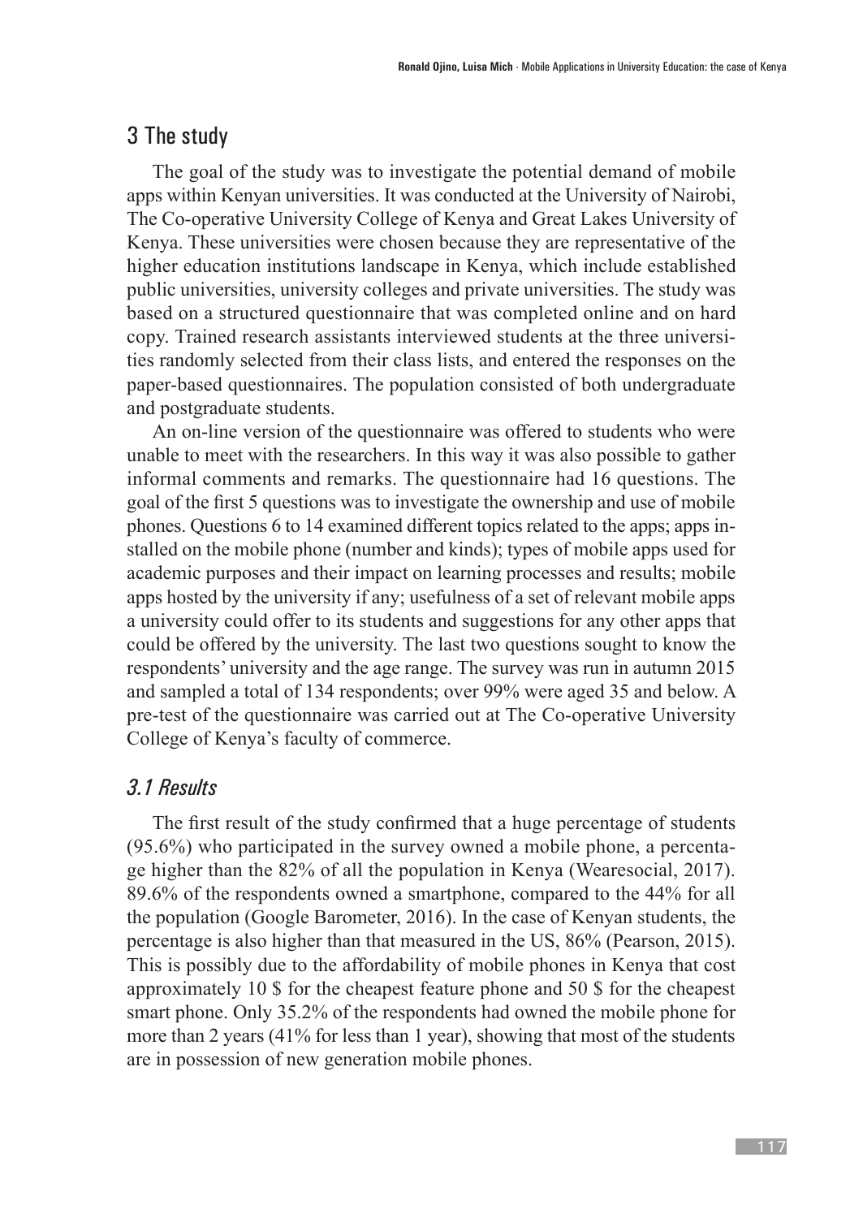## 3 The study

The goal of the study was to investigate the potential demand of mobile apps within Kenyan universities. It was conducted at the University of Nairobi, The Co-operative University College of Kenya and Great Lakes University of Kenya. These universities were chosen because they are representative of the higher education institutions landscape in Kenya, which include established public universities, university colleges and private universities. The study was based on a structured questionnaire that was completed online and on hard copy. Trained research assistants interviewed students at the three universities randomly selected from their class lists, and entered the responses on the paper-based questionnaires. The population consisted of both undergraduate and postgraduate students.

An on-line version of the questionnaire was offered to students who were unable to meet with the researchers. In this way it was also possible to gather informal comments and remarks. The questionnaire had 16 questions. The goal of the first 5 questions was to investigate the ownership and use of mobile phones. Questions 6 to 14 examined different topics related to the apps; apps installed on the mobile phone (number and kinds); types of mobile apps used for academic purposes and their impact on learning processes and results; mobile apps hosted by the university if any; usefulness of a set of relevant mobile apps a university could offer to its students and suggestions for any other apps that could be offered by the university. The last two questions sought to know the respondents' university and the age range. The survey was run in autumn 2015 and sampled a total of 134 respondents; over 99% were aged 35 and below. A pre-test of the questionnaire was carried out at The Co-operative University College of Kenya's faculty of commerce.

### *3.1 Results*

The first result of the study confirmed that a huge percentage of students (95.6%) who participated in the survey owned a mobile phone, a percentage higher than the 82% of all the population in Kenya (Wearesocial, 2017). 89.6% of the respondents owned a smartphone, compared to the 44% for all the population (Google Barometer, 2016). In the case of Kenyan students, the percentage is also higher than that measured in the US, 86% (Pearson, 2015). This is possibly due to the affordability of mobile phones in Kenya that cost approximately 10 $ for the cheapest feature phone and 50 $ for the cheapest smart phone. Only 35.2% of the respondents had owned the mobile phone for more than 2 years (41% for less than 1 year), showing that most of the students are in possession of new generation mobile phones.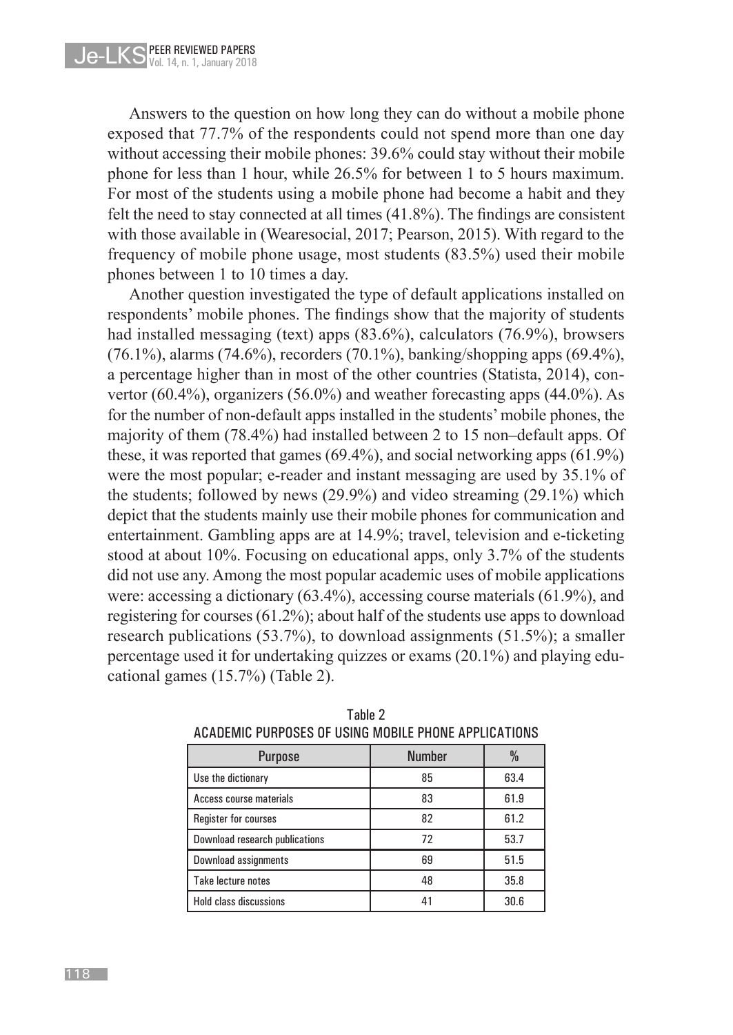Answers to the question on how long they can do without a mobile phone exposed that 77.7% of the respondents could not spend more than one day without accessing their mobile phones: 39.6% could stay without their mobile phone for less than 1 hour, while 26.5% for between 1 to 5 hours maximum. For most of the students using a mobile phone had become a habit and they felt the need to stay connected at all times (41.8%). The findings are consistent with those available in (Wearesocial, 2017; Pearson, 2015). With regard to the frequency of mobile phone usage, most students (83.5%) used their mobile phones between 1 to 10 times a day.

Another question investigated the type of default applications installed on respondents' mobile phones. The findings show that the majority of students had installed messaging (text) apps (83.6%), calculators (76.9%), browsers (76.1%), alarms (74.6%), recorders (70.1%), banking/shopping apps (69.4%), a percentage higher than in most of the other countries (Statista, 2014), convertor (60.4%), organizers (56.0%) and weather forecasting apps (44.0%). As for the number of non-default apps installed in the students' mobile phones, the majority of them (78.4%) had installed between 2 to 15 non–default apps. Of these, it was reported that games (69.4%), and social networking apps (61.9%) were the most popular; e-reader and instant messaging are used by 35.1% of the students; followed by news (29.9%) and video streaming (29.1%) which depict that the students mainly use their mobile phones for communication and entertainment. Gambling apps are at 14.9%; travel, television and e-ticketing stood at about 10%. Focusing on educational apps, only 3.7% of the students did not use any. Among the most popular academic uses of mobile applications were: accessing a dictionary (63.4%), accessing course materials (61.9%), and registering for courses (61.2%); about half of the students use apps to download research publications (53.7%), to download assignments (51.5%); a smaller percentage used it for undertaking quizzes or exams (20.1%) and playing educational games (15.7%) (Table 2).

Table 2
ACADEMIC PURPOSES OF USING MOBILE PHONE APPLICATIONS

| Purpose | Number | % |
|---|---|---|
| Use the dictionary | 85 | 63.4 |
| Access course materials | 83 | 61.9 |
| Register for courses | 82 | 61.2 |
| Download research publications | 72 | 53.7 |
| Download assignments | 69 | 51.5 |
| Take lecture notes | 48 | 35.8 |
| Hold class discussions | 41 | 30.6 |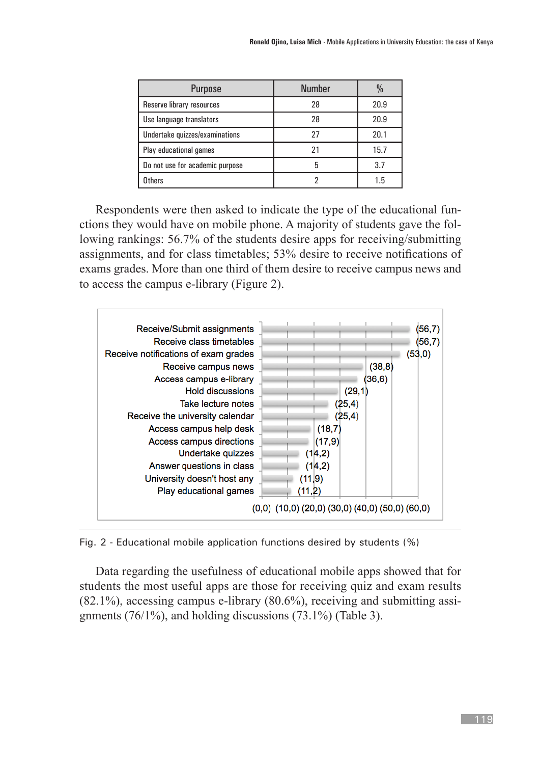| Purpose | Number | % |
|---|---|---|
| Reserve library resources | 28 | 20.9 |
| Use language translators | 28 | 20.9 |
| Undertake quizzes/examinations | 27 | 20.1 |
| Play educational games | 21 | 15.7 |
| Do not use for academic purpose | 5 | 3.7 |
| Others | 2 | 1.5 |

Respondents were then asked to indicate the type of the educational functions they would have on mobile phone. A majority of students gave the following rankings: 56.7% of the students desire apps for receiving/submitting assignments, and for class timetables; 53% desire to receive notifications of exams grades. More than one third of them desire to receive campus news and to access the campus e-library (Figure 2).

| Function | % |
|---|---|
| Receive/Submit assignments | (56,7) |
| Receive class timetables | (56,7) |
| Receive notifications of exam grades | (53,0) |
| Receive campus news | (38,8) |
| Access campus e-library | (36,6) |
| Hold discussions | (29,1) |
| Take lecture notes | (25,4) |
| Receive the university calendar | (25,4) |
| Access campus help desk | (18,7) |
| Access campus directions | (17,9) |
| Undertake quizzes | (14,2) |
| Answer questions in class | (14,2) |
| University doesn't host any | (11,9) |
| Play educational games | (11,2) |

Fig. 2 - Educational mobile application functions desired by students (%)

Data regarding the usefulness of educational mobile apps showed that for students the most useful apps are those for receiving quiz and exam results (82.1%), accessing campus e-library (80.6%), receiving and submitting assignments (76/1%), and holding discussions (73.1%) (Table 3).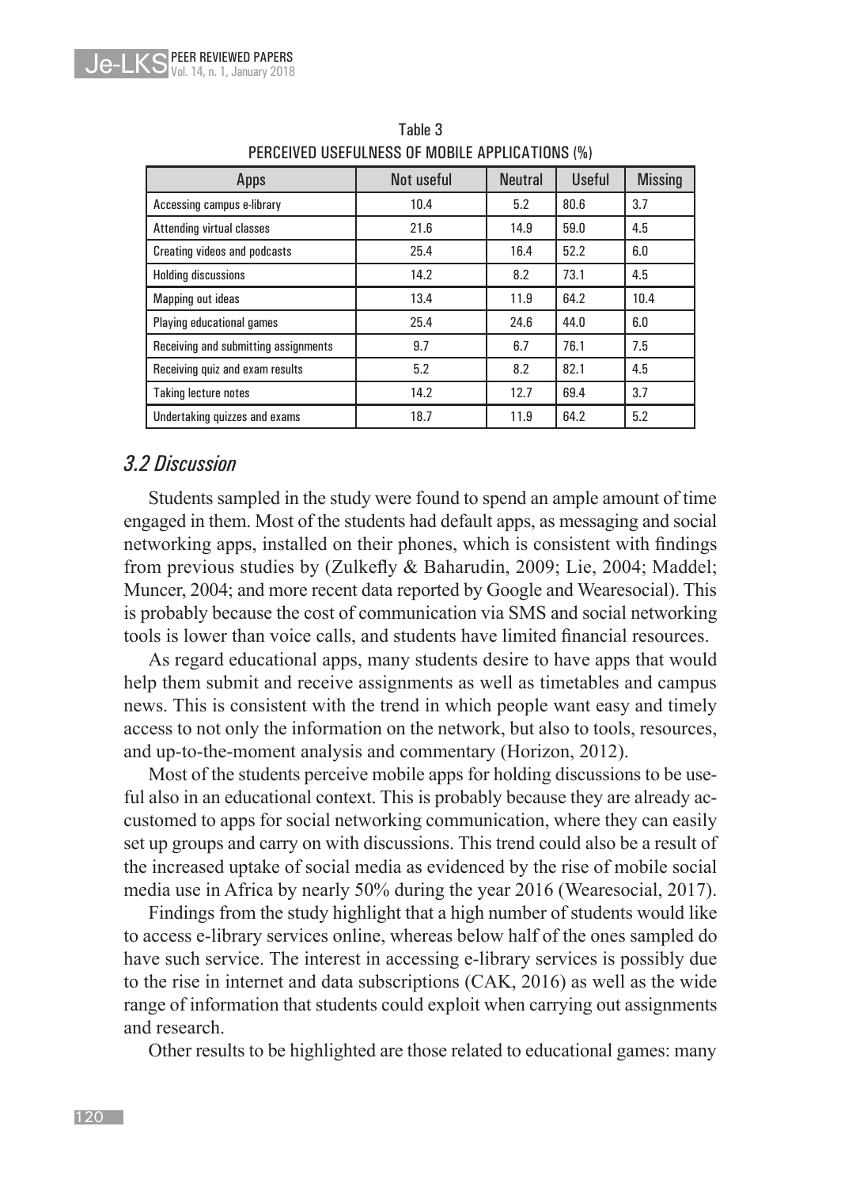Table 3

PERCEIVED USEFULNESS OF MOBILE APPLICATIONS (%)

| Apps | Not useful | Neutral | Useful | Missing |
|---|---|---|---|---|
| Accessing campus e-library | 10.4 | 5.2 | 80.6 | 3.7 |
| Attending virtual classes | 21.6 | 14.9 | 59.0 | 4.5 |
| Creating videos and podcasts | 25.4 | 16.4 | 52.2 | 6.0 |
| Holding discussions | 14.2 | 8.2 | 73.1 | 4.5 |
| Mapping out ideas | 13.4 | 11.9 | 64.2 | 10.4 |
| Playing educational games | 25.4 | 24.6 | 44.0 | 6.0 |
| Receiving and submitting assignments | 9.7 | 6.7 | 76.1 | 7.5 |
| Receiving quiz and exam results | 5.2 | 8.2 | 82.1 | 4.5 |
| Taking lecture notes | 14.2 | 12.7 | 69.4 | 3.7 |
| Undertaking quizzes and exams | 18.7 | 11.9 | 64.2 | 5.2 |

### *3.2 Discussion*

Students sampled in the study were found to spend an ample amount of time engaged in them. Most of the students had default apps, as messaging and social networking apps, installed on their phones, which is consistent with findings from previous studies by (Zulkefly & Baharudin, 2009; Lie, 2004; Maddel; Muncer, 2004; and more recent data reported by Google and Wearesocial). This is probably because the cost of communication via SMS and social networking tools is lower than voice calls, and students have limited financial resources.

As regard educational apps, many students desire to have apps that would help them submit and receive assignments as well as timetables and campus news. This is consistent with the trend in which people want easy and timely access to not only the information on the network, but also to tools, resources, and up-to-the-moment analysis and commentary (Horizon, 2012).

Most of the students perceive mobile apps for holding discussions to be useful also in an educational context. This is probably because they are already accustomed to apps for social networking communication, where they can easily set up groups and carry on with discussions. This trend could also be a result of the increased uptake of social media as evidenced by the rise of mobile social media use in Africa by nearly 50% during the year 2016 (Wearesocial, 2017).

Findings from the study highlight that a high number of students would like to access e-library services online, whereas below half of the ones sampled do have such service. The interest in accessing e-library services is possibly due to the rise in internet and data subscriptions (CAK, 2016) as well as the wide range of information that students could exploit when carrying out assignments and research.

Other results to be highlighted are those related to educational games: many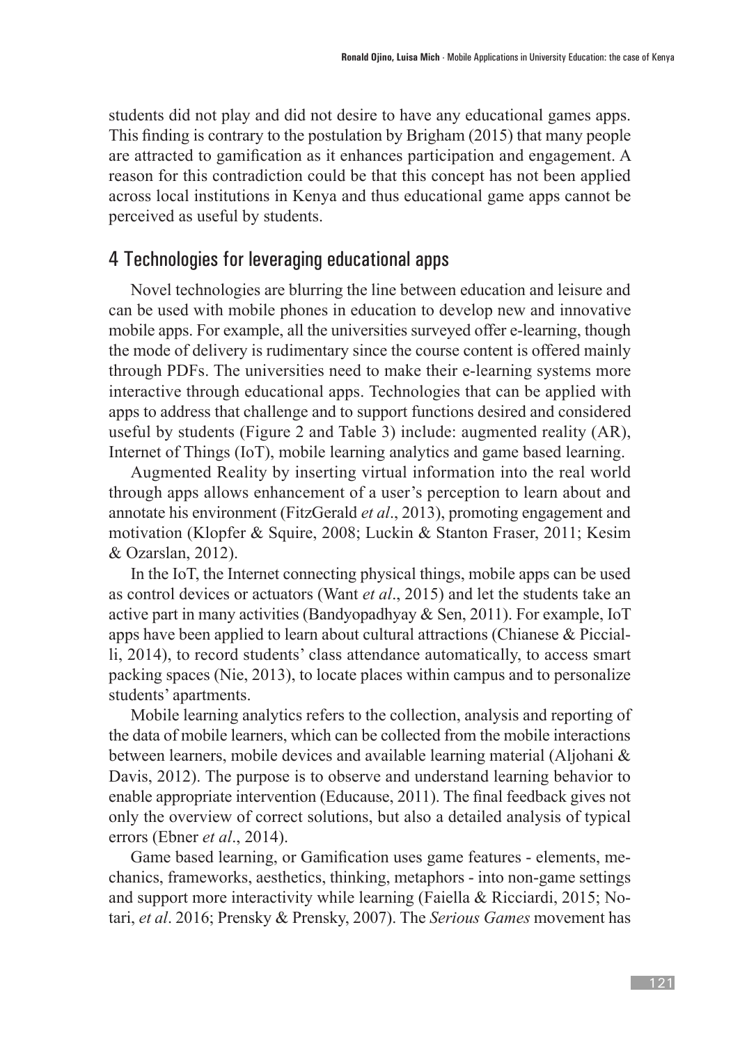students did not play and did not desire to have any educational games apps. This finding is contrary to the postulation by Brigham (2015) that many people are attracted to gamification as it enhances participation and engagement. A reason for this contradiction could be that this concept has not been applied across local institutions in Kenya and thus educational game apps cannot be perceived as useful by students.

## 4 Technologies for leveraging educational apps

Novel technologies are blurring the line between education and leisure and can be used with mobile phones in education to develop new and innovative mobile apps. For example, all the universities surveyed offer e-learning, though the mode of delivery is rudimentary since the course content is offered mainly through PDFs. The universities need to make their e-learning systems more interactive through educational apps. Technologies that can be applied with apps to address that challenge and to support functions desired and considered useful by students (Figure 2 and Table 3) include: augmented reality (AR), Internet of Things (IoT), mobile learning analytics and game based learning.

Augmented Reality by inserting virtual information into the real world through apps allows enhancement of a user's perception to learn about and annotate his environment (FitzGerald *et al*., 2013), promoting engagement and motivation (Klopfer & Squire, 2008; Luckin & Stanton Fraser, 2011; Kesim & Ozarslan, 2012).

In the IoT, the Internet connecting physical things, mobile apps can be used as control devices or actuators (Want *et al*., 2015) and let the students take an active part in many activities (Bandyopadhyay & Sen, 2011). For example, IoT apps have been applied to learn about cultural attractions (Chianese & Piccialli, 2014), to record students' class attendance automatically, to access smart packing spaces (Nie, 2013), to locate places within campus and to personalize students' apartments.

Mobile learning analytics refers to the collection, analysis and reporting of the data of mobile learners, which can be collected from the mobile interactions between learners, mobile devices and available learning material (Aljohani & Davis, 2012). The purpose is to observe and understand learning behavior to enable appropriate intervention (Educause, 2011). The final feedback gives not only the overview of correct solutions, but also a detailed analysis of typical errors (Ebner *et al*., 2014).

Game based learning, or Gamification uses game features - elements, mechanics, frameworks, aesthetics, thinking, metaphors - into non-game settings and support more interactivity while learning (Faiella & Ricciardi, 2015; Notari, *et al*. 2016; Prensky & Prensky, 2007). The *Serious Games* movement has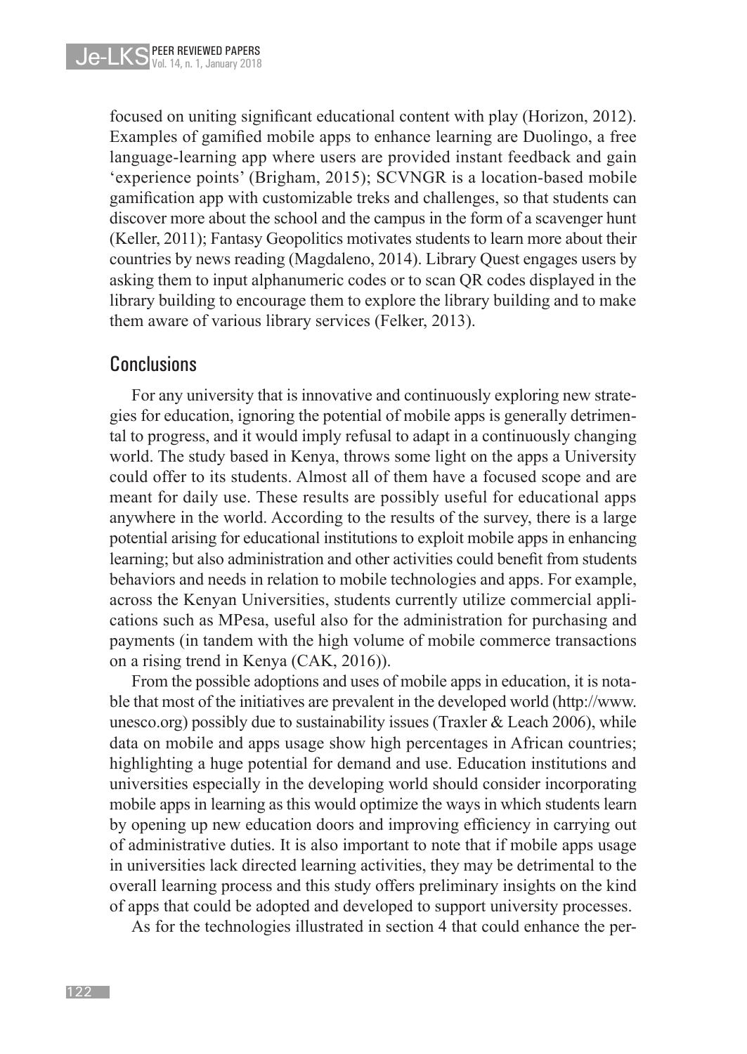focused on uniting significant educational content with play (Horizon, 2012). Examples of gamified mobile apps to enhance learning are Duolingo, a free language-learning app where users are provided instant feedback and gain 'experience points' (Brigham, 2015); SCVNGR is a location-based mobile gamification app with customizable treks and challenges, so that students can discover more about the school and the campus in the form of a scavenger hunt (Keller, 2011); Fantasy Geopolitics motivates students to learn more about their countries by news reading (Magdaleno, 2014). Library Quest engages users by asking them to input alphanumeric codes or to scan QR codes displayed in the library building to encourage them to explore the library building and to make them aware of various library services (Felker, 2013).

## Conclusions

For any university that is innovative and continuously exploring new strategies for education, ignoring the potential of mobile apps is generally detrimental to progress, and it would imply refusal to adapt in a continuously changing world. The study based in Kenya, throws some light on the apps a University could offer to its students. Almost all of them have a focused scope and are meant for daily use. These results are possibly useful for educational apps anywhere in the world. According to the results of the survey, there is a large potential arising for educational institutions to exploit mobile apps in enhancing learning; but also administration and other activities could benefit from students behaviors and needs in relation to mobile technologies and apps. For example, across the Kenyan Universities, students currently utilize commercial applications such as MPesa, useful also for the administration for purchasing and payments (in tandem with the high volume of mobile commerce transactions on a rising trend in Kenya (CAK, 2016)).

From the possible adoptions and uses of mobile apps in education, it is notable that most of the initiatives are prevalent in the developed world (http://www.unesco.org) possibly due to sustainability issues (Traxler & Leach 2006), while data on mobile and apps usage show high percentages in African countries; highlighting a huge potential for demand and use. Education institutions and universities especially in the developing world should consider incorporating mobile apps in learning as this would optimize the ways in which students learn by opening up new education doors and improving efficiency in carrying out of administrative duties. It is also important to note that if mobile apps usage in universities lack directed learning activities, they may be detrimental to the overall learning process and this study offers preliminary insights on the kind of apps that could be adopted and developed to support university processes.

As for the technologies illustrated in section 4 that could enhance the per-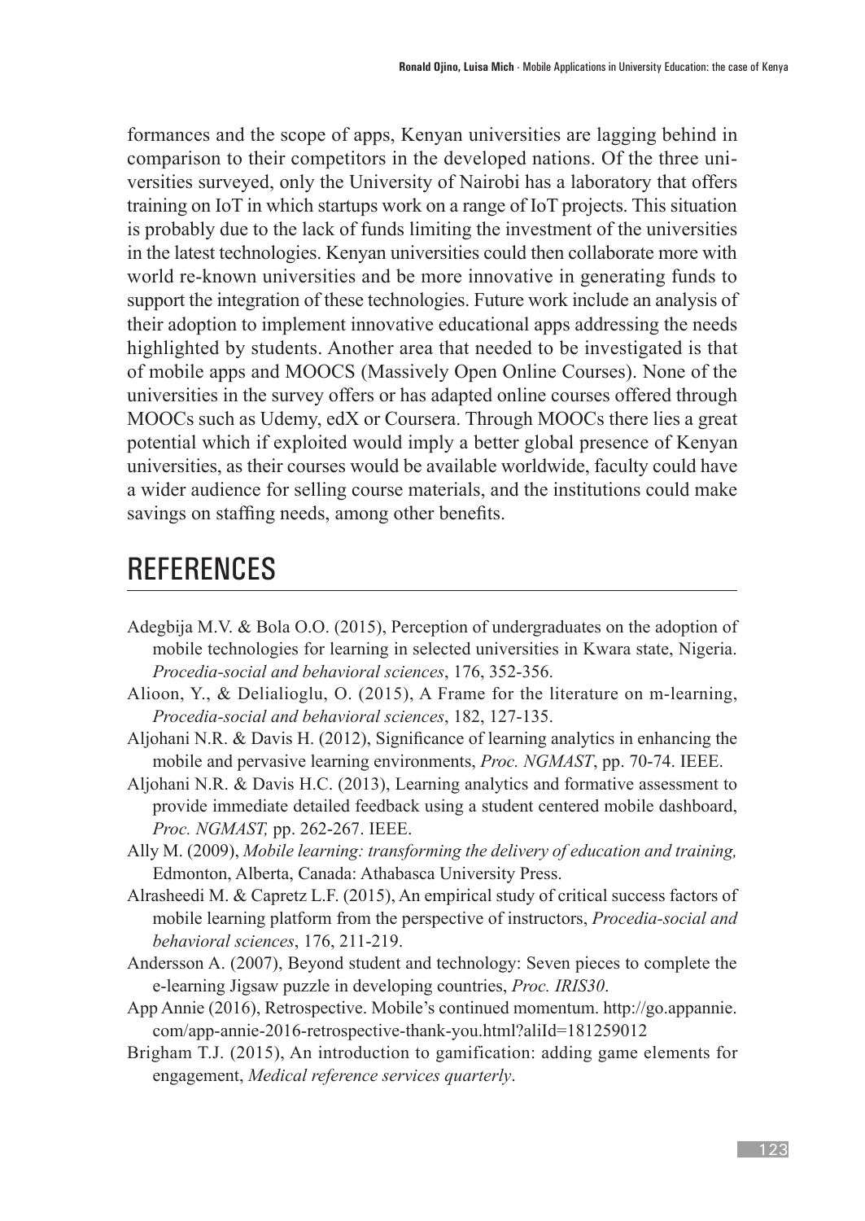formances and the scope of apps, Kenyan universities are lagging behind in comparison to their competitors in the developed nations. Of the three universities surveyed, only the University of Nairobi has a laboratory that offers training on IoT in which startups work on a range of IoT projects. This situation is probably due to the lack of funds limiting the investment of the universities in the latest technologies. Kenyan universities could then collaborate more with world re-known universities and be more innovative in generating funds to support the integration of these technologies. Future work include an analysis of their adoption to implement innovative educational apps addressing the needs highlighted by students. Another area that needed to be investigated is that of mobile apps and MOOCS (Massively Open Online Courses). None of the universities in the survey offers or has adapted online courses offered through MOOCs such as Udemy, edX or Coursera. Through MOOCs there lies a great potential which if exploited would imply a better global presence of Kenyan universities, as their courses would be available worldwide, faculty could have a wider audience for selling course materials, and the institutions could make savings on staffing needs, among other benefits.

## REFERENCES

Adegbija M.V. & Bola O.O. (2015), Perception of undergraduates on the adoption of mobile technologies for learning in selected universities in Kwara state, Nigeria. *Procedia-social and behavioral sciences*, 176, 352-356.

Alioon, Y., & Delialioglu, O. (2015), A Frame for the literature on m-learning, *Procedia-social and behavioral sciences*, 182, 127-135.

Aljohani N.R. & Davis H. (2012), Significance of learning analytics in enhancing the mobile and pervasive learning environments, *Proc. NGMAST*, pp. 70-74. IEEE.

Aljohani N.R. & Davis H.C. (2013), Learning analytics and formative assessment to provide immediate detailed feedback using a student centered mobile dashboard, *Proc. NGMAST,* pp. 262-267. IEEE.

Ally M. (2009), *Mobile learning: transforming the delivery of education and training,* Edmonton, Alberta, Canada: Athabasca University Press.

Alrasheedi M. & Capretz L.F. (2015), An empirical study of critical success factors of mobile learning platform from the perspective of instructors, *Procedia-social and behavioral sciences*, 176, 211-219.

Andersson A. (2007), Beyond student and technology: Seven pieces to complete the e-learning Jigsaw puzzle in developing countries, *Proc. IRIS30*.

App Annie (2016), Retrospective. Mobile's continued momentum. http://go.appannie.com/app-annie-2016-retrospective-thank-you.html?aliId=181259012

Brigham T.J. (2015), An introduction to gamification: adding game elements for engagement, *Medical reference services quarterly*.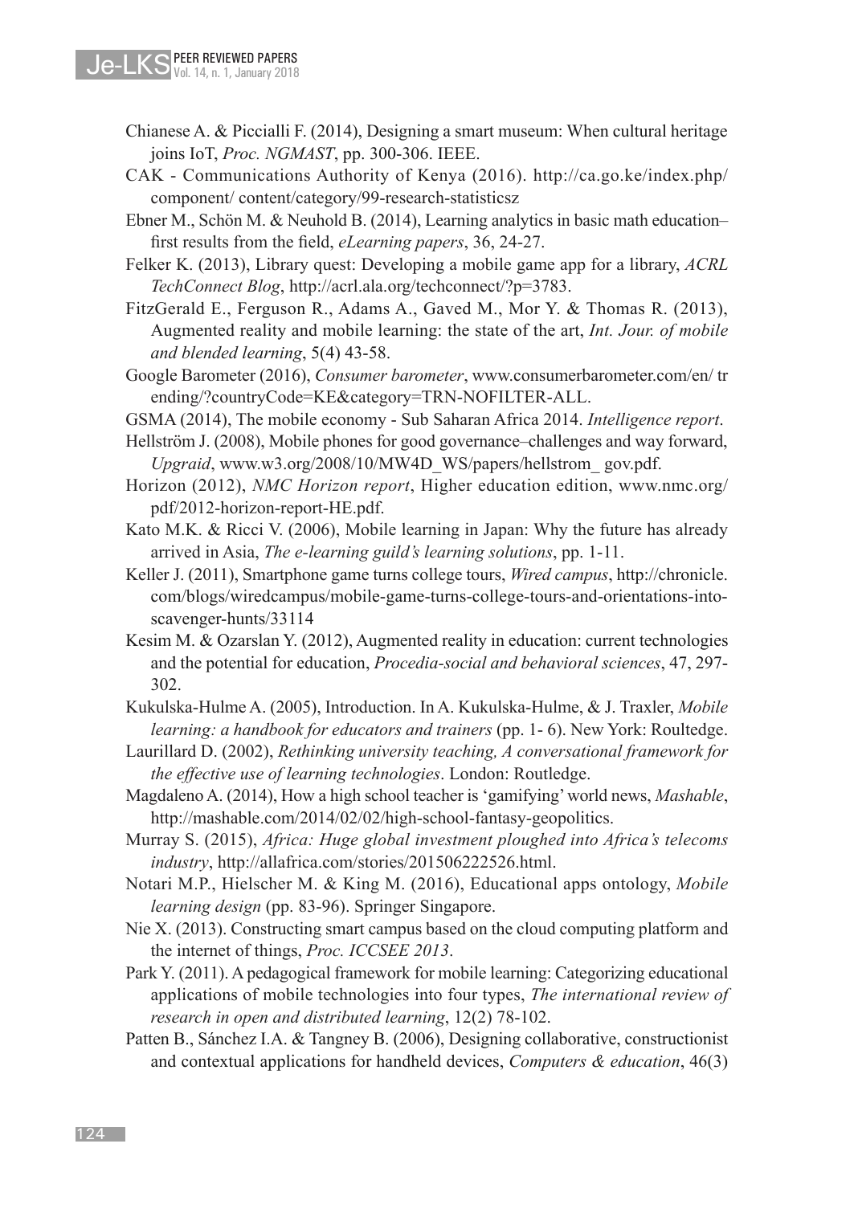Chianese A. & Piccialli F. (2014), Designing a smart museum: When cultural heritage joins IoT, *Proc. NGMAST*, pp. 300-306. IEEE.

CAK - Communications Authority of Kenya (2016). http://ca.go.ke/index.php/ component/ content/category/99-research-statisticsz

Ebner M., Schön M. & Neuhold B. (2014), Learning analytics in basic math education– first results from the field, *eLearning papers*, 36, 24-27.

Felker K. (2013), Library quest: Developing a mobile game app for a library, *ACRL TechConnect Blog*, http://acrl.ala.org/techconnect/?p=3783.

FitzGerald E., Ferguson R., Adams A., Gaved M., Mor Y. & Thomas R. (2013), Augmented reality and mobile learning: the state of the art, *Int. Jour. of mobile and blended learning*, 5(4) 43-58.

Google Barometer (2016), *Consumer barometer*, www.consumerbarometer.com/en/ trending/?countryCode=KE&category=TRN-NOFILTER-ALL.

GSMA (2014), The mobile economy - Sub Saharan Africa 2014. *Intelligence report*.

Hellström J. (2008), Mobile phones for good governance–challenges and way forward, *Upgraid*, www.w3.org/2008/10/MW4D_WS/papers/hellstrom_ gov.pdf.

Horizon (2012), *NMC Horizon report*, Higher education edition, www.nmc.org/ pdf/2012-horizon-report-HE.pdf.

Kato M.K. & Ricci V. (2006), Mobile learning in Japan: Why the future has already arrived in Asia, *The e-learning guild's learning solutions*, pp. 1-11.

Keller J. (2011), Smartphone game turns college tours, *Wired campus*, http://chronicle. com/blogs/wiredcampus/mobile-game-turns-college-tours-and-orientations-into-scavenger-hunts/33114

Kesim M. & Ozarslan Y. (2012), Augmented reality in education: current technologies and the potential for education, *Procedia-social and behavioral sciences*, 47, 297-302.

Kukulska-Hulme A. (2005), Introduction. In A. Kukulska-Hulme, & J. Traxler, *Mobile learning: a handbook for educators and trainers* (pp. 1- 6). New York: Roultedge.

Laurillard D. (2002), *Rethinking university teaching, A conversational framework for the effective use of learning technologies*. London: Routledge.

Magdaleno A. (2014), How a high school teacher is 'gamifying' world news, *Mashable*, http://mashable.com/2014/02/02/high-school-fantasy-geopolitics.

Murray S. (2015), *Africa: Huge global investment ploughed into Africa's telecoms industry*, http://allafrica.com/stories/201506222526.html.

Notari M.P., Hielscher M. & King M. (2016), Educational apps ontology, *Mobile learning design* (pp. 83-96). Springer Singapore.

Nie X. (2013). Constructing smart campus based on the cloud computing platform and the internet of things, *Proc. ICCSEE 2013*.

Park Y. (2011). A pedagogical framework for mobile learning: Categorizing educational applications of mobile technologies into four types, *The international review of research in open and distributed learning*, 12(2) 78-102.

Patten B., Sánchez I.A. & Tangney B. (2006), Designing collaborative, constructionist and contextual applications for handheld devices, *Computers & education*, 46(3)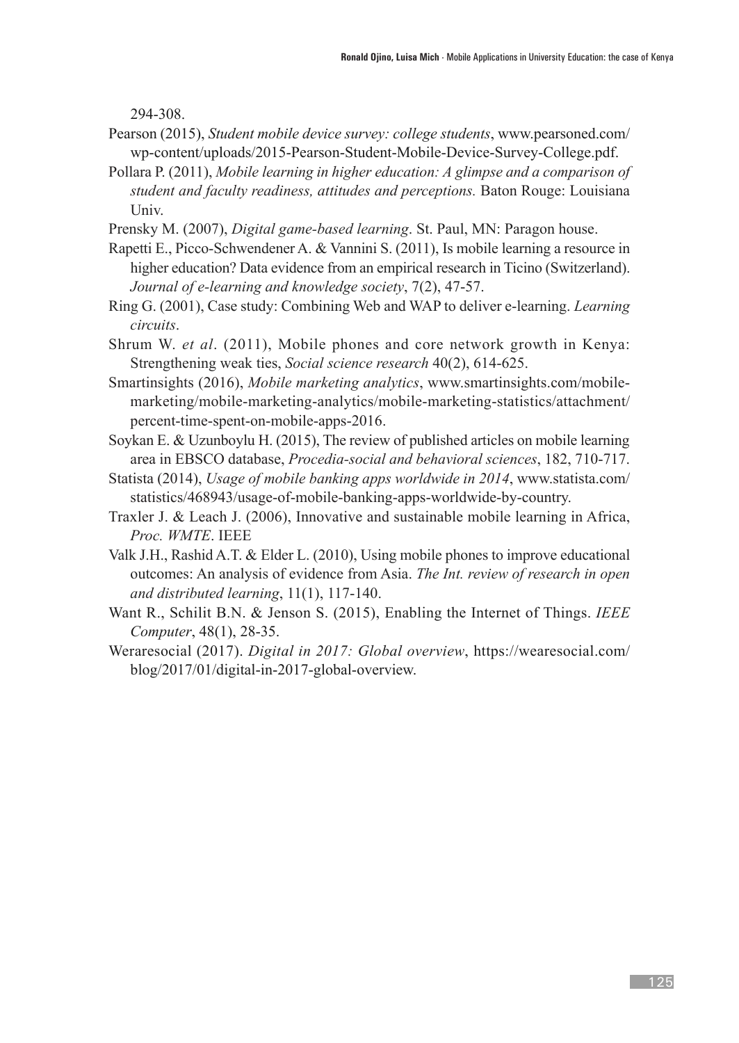294-308.

Pearson (2015), *Student mobile device survey: college students*, www.pearsoned.com/wp-content/uploads/2015-Pearson-Student-Mobile-Device-Survey-College.pdf.

Pollara P. (2011), *Mobile learning in higher education: A glimpse and a comparison of student and faculty readiness, attitudes and perceptions.* Baton Rouge: Louisiana Univ.

Prensky M. (2007), *Digital game-based learning*. St. Paul, MN: Paragon house.

Rapetti E., Picco-Schwendener A. & Vannini S. (2011), Is mobile learning a resource in higher education? Data evidence from an empirical research in Ticino (Switzerland). *Journal of e-learning and knowledge society*, 7(2), 47-57.

Ring G. (2001), Case study: Combining Web and WAP to deliver e-learning. *Learning circuits*.

Shrum W. *et al*. (2011), Mobile phones and core network growth in Kenya: Strengthening weak ties, *Social science research* 40(2), 614-625.

Smartinsights (2016), *Mobile marketing analytics*, www.smartinsights.com/mobile-marketing/mobile-marketing-analytics/mobile-marketing-statistics/attachment/percent-time-spent-on-mobile-apps-2016.

Soykan E. & Uzunboylu H. (2015), The review of published articles on mobile learning area in EBSCO database, *Procedia-social and behavioral sciences*, 182, 710-717.

Statista (2014), *Usage of mobile banking apps worldwide in 2014*, www.statista.com/statistics/468943/usage-of-mobile-banking-apps-worldwide-by-country.

Traxler J. & Leach J. (2006), Innovative and sustainable mobile learning in Africa, *Proc. WMTE*. IEEE

Valk J.H., Rashid A.T. & Elder L. (2010), Using mobile phones to improve educational outcomes: An analysis of evidence from Asia. *The Int. review of research in open and distributed learning*, 11(1), 117-140.

Want R., Schilit B.N. & Jenson S. (2015), Enabling the Internet of Things. *IEEE Computer*, 48(1), 28-35.

Weraresocial (2017). *Digital in 2017: Global overview*, https://wearesocial.com/blog/2017/01/digital-in-2017-global-overview.